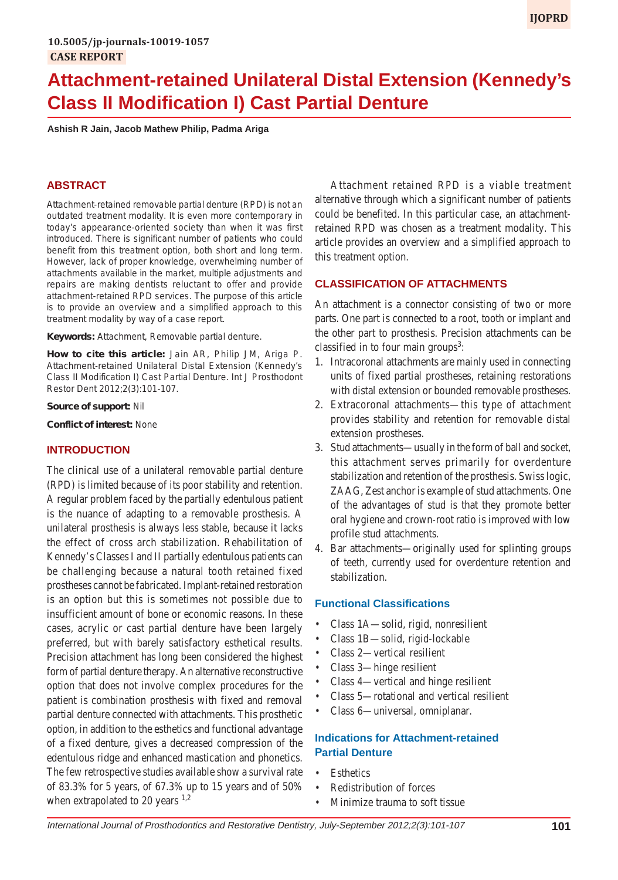10.5005/jp-journals-10019-1057

CASE REPORT

# Attachment-retained Unilateral Distal Extension (Kennedy's Class II Modification I) Cast Partial Denture

**Ashish R Jain, Jacob Mathew Philip, Padma Ariga**

## ABSTRACT

Attachment-retained removable partial denture (RPD) is not an outdated treatment modality. It is even more contemporary in today's appearance-oriented society than when it was first introduced. There is significant number of patients who could benefit from this treatment option, both short and long term. However, lack of proper knowledge, overwhelming number of attachments available in the market, multiple adjustments and repairs are making dentists reluctant to offer and provide attachment-retained RPD services. The purpose of this article is to provide an overview and a simplified approach to this treatment modality by way of a case report.

**Keywords:** Attachment, Removable partial denture.

**How to cite this article:** Jain AR, Philip JM, Ariga P. Attachment-retained Unilateral Distal Extension (Kennedy's Class II Modification I) Cast Partial Denture. Int J Prosthodont Restor Dent 2012;2(3):101-107.

**Source of support:** Nil

**Conflict of interest:** None

## INTRODUCTION

The clinical use of a unilateral removable partial denture (RPD) is limited because of its poor stability and retention. A regular problem faced by the partially edentulous patient is the nuance of adapting to a removable prosthesis. A unilateral prosthesis is always less stable, because it lacks the effect of cross arch stabilization. Rehabilitation of Kennedy's Classes I and II partially edentulous patients can be challenging because a natural tooth retained fixed prostheses cannot be fabricated. Implant-retained restoration is an option but this is sometimes not possible due to insufficient amount of bone or economic reasons. In these cases, acrylic or cast partial denture have been largely preferred, but with barely satisfactory esthetical results. Precision attachment has long been considered the highest form of partial denture therapy. An alternative reconstructive option that does not involve complex procedures for the patient is combination prosthesis with fixed and removal partial denture connected with attachments. This prosthetic option, in addition to the esthetics and functional advantage of a fixed denture, gives a decreased compression of the edentulous ridge and enhanced mastication and phonetics. The few retrospective studies available show a survival rate of 83.3% for 5 years, of 67.3% up to 15 years and of 50% when extrapolated to 20 years [1,2]

Attachment retained RPD is a viable treatment alternative through which a significant number of patients could be benefited. In this particular case, an attachment-retained RPD was chosen as a treatment modality. This article provides an overview and a simplified approach to this treatment option.

## CLASSIFICATION OF ATTACHMENTS

An attachment is a connector consisting of two or more parts. One part is connected to a root, tooth or implant and the other part to prosthesis. Precision attachments can be classified in to four main groups[3]:

1. Intracoronal attachments are mainly used in connecting units of fixed partial prostheses, retaining restorations with distal extension or bounded removable prostheses.
2. Extracoronal attachments—this type of attachment provides stability and retention for removable distal extension prostheses.
3. Stud attachments—usually in the form of ball and socket, this attachment serves primarily for overdenture stabilization and retention of the prosthesis. Swiss logic, ZAAG, Zest anchor is example of stud attachments. One of the advantages of stud is that they promote better oral hygiene and crown-root ratio is improved with low profile stud attachments.
4. Bar attachments—originally used for splinting groups of teeth, currently used for overdenture retention and stabilization.

### Functional Classifications

- Class 1A—solid, rigid, nonresilient
- Class 1B—solid, rigid-lockable
- Class 2—vertical resilient
- Class 3—hinge resilient
- Class 4—vertical and hinge resilient
- Class 5—rotational and vertical resilient
- Class 6—universal, omniplanar.

### Indications for Attachment-retained Partial Denture

- Esthetics
- Redistribution of forces
- Minimize trauma to soft tissue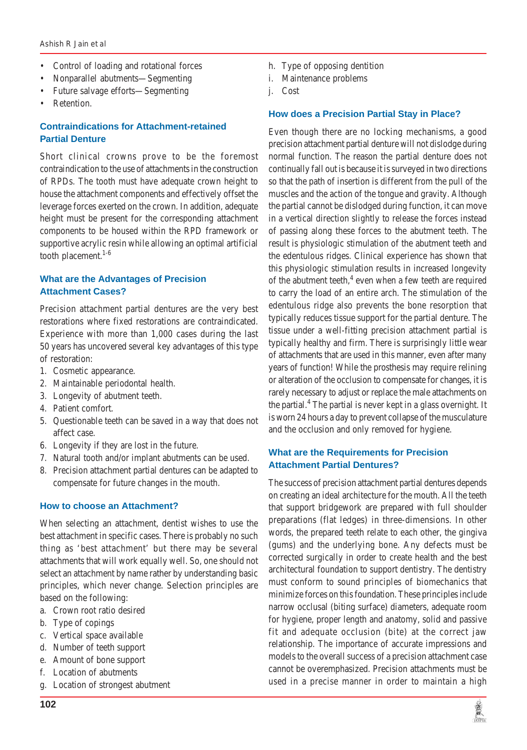- Control of loading and rotational forces
- Nonparallel abutments—Segmenting
- Future salvage efforts—Segmenting
- Retention.

### Contraindications for Attachment-retained Partial Denture

Short clinical crowns prove to be the foremost contraindication to the use of attachments in the construction of RPDs. The tooth must have adequate crown height to house the attachment components and effectively offset the leverage forces exerted on the crown. In addition, adequate height must be present for the corresponding attachment components to be housed within the RPD framework or supportive acrylic resin while allowing an optimal artificial tooth placement.[1-6]

### What are the Advantages of Precision Attachment Cases?

Precision attachment partial dentures are the very best restorations where fixed restorations are contraindicated. Experience with more than 1,000 cases during the last 50 years has uncovered several key advantages of this type of restoration:

1. Cosmetic appearance.
2. Maintainable periodontal health.
3. Longevity of abutment teeth.
4. Patient comfort.
5. Questionable teeth can be saved in a way that does not affect case.
6. Longevity if they are lost in the future.
7. Natural tooth and/or implant abutments can be used.
8. Precision attachment partial dentures can be adapted to compensate for future changes in the mouth.

### How to choose an Attachment?

When selecting an attachment, dentist wishes to use the best attachment in specific cases. There is probably no such thing as 'best attachment' but there may be several attachments that will work equally well. So, one should not select an attachment by name rather by understanding basic principles, which never change. Selection principles are based on the following:

a. Crown root ratio desired
b. Type of copings
c. Vertical space available
d. Number of teeth support
e. Amount of bone support
f. Location of abutments
g. Location of strongest abutment
h. Type of opposing dentition
i. Maintenance problems
j. Cost

### How does a Precision Partial Stay in Place?

Even though there are no locking mechanisms, a good precision attachment partial denture will not dislodge during normal function. The reason the partial denture does not continually fall out is because it is surveyed in two directions so that the path of insertion is different from the pull of the muscles and the action of the tongue and gravity. Although the partial cannot be dislodged during function, it can move in a vertical direction slightly to release the forces instead of passing along these forces to the abutment teeth. The result is physiologic stimulation of the abutment teeth and the edentulous ridges. Clinical experience has shown that this physiologic stimulation results in increased longevity of the abutment teeth,[4] even when a few teeth are required to carry the load of an entire arch. The stimulation of the edentulous ridge also prevents the bone resorption that typically reduces tissue support for the partial denture. The tissue under a well-fitting precision attachment partial is typically healthy and firm. There is surprisingly little wear of attachments that are used in this manner, even after many years of function! While the prosthesis may require relining or alteration of the occlusion to compensate for changes, it is rarely necessary to adjust or replace the male attachments on the partial.[4] The partial is never kept in a glass overnight. It is worn 24 hours a day to prevent collapse of the musculature and the occlusion and only removed for hygiene.

### What are the Requirements for Precision Attachment Partial Dentures?

The success of precision attachment partial dentures depends on creating an ideal architecture for the mouth. All the teeth that support bridgework are prepared with full shoulder preparations (flat ledges) in three-dimensions. In other words, the prepared teeth relate to each other, the gingiva (gums) and the underlying bone. Any defects must be corrected surgically in order to create health and the best architectural foundation to support dentistry. The dentistry must conform to sound principles of biomechanics that minimize forces on this foundation. These principles include narrow occlusal (biting surface) diameters, adequate room for hygiene, proper length and anatomy, solid and passive fit and adequate occlusion (bite) at the correct jaw relationship. The importance of accurate impressions and models to the overall success of a precision attachment case cannot be overemphasized. Precision attachments must be used in a precise manner in order to maintain a high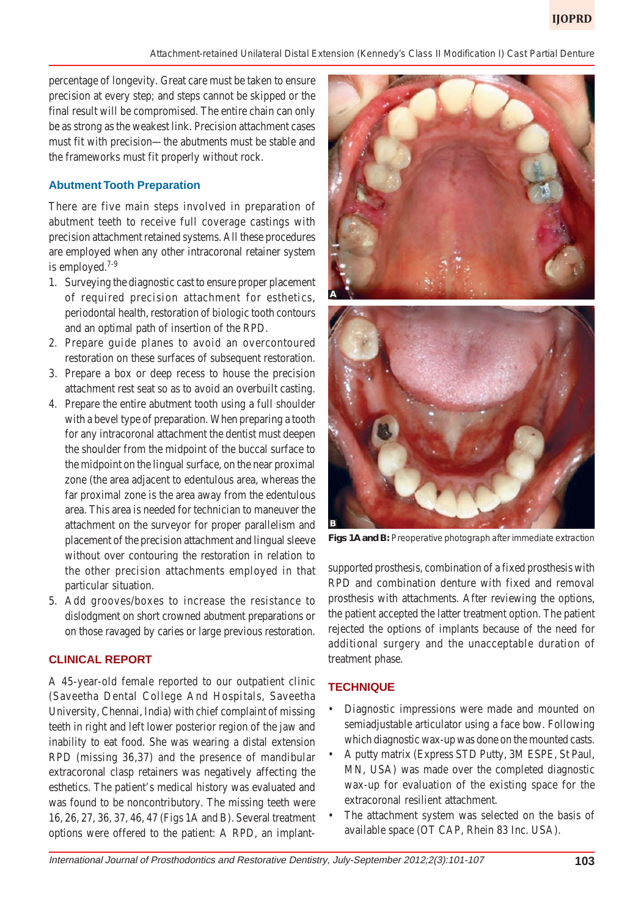percentage of longevity. Great care must be taken to ensure precision at every step; and steps cannot be skipped or the final result will be compromised. The entire chain can only be as strong as the weakest link. Precision attachment cases must fit with precision—the abutments must be stable and the frameworks must fit properly without rock.

### Abutment Tooth Preparation

There are five main steps involved in preparation of abutment teeth to receive full coverage castings with precision attachment retained systems. All these procedures are employed when any other intracoronal retainer system is employed.[7-9]

1. Surveying the diagnostic cast to ensure proper placement of required precision attachment for esthetics, periodontal health, restoration of biologic tooth contours and an optimal path of insertion of the RPD.
2. Prepare guide planes to avoid an overcontoured restoration on these surfaces of subsequent restoration.
3. Prepare a box or deep recess to house the precision attachment rest seat so as to avoid an overbuilt casting.
4. Prepare the entire abutment tooth using a full shoulder with a bevel type of preparation. When preparing a tooth for any intracoronal attachment the dentist must deepen the shoulder from the midpoint of the buccal surface to the midpoint on the lingual surface, on the near proximal zone (the area adjacent to edentulous area, whereas the far proximal zone is the area away from the edentulous area. This area is needed for technician to maneuver the attachment on the surveyor for proper parallelism and placement of the precision attachment and lingual sleeve without over contouring the restoration in relation to the other precision attachments employed in that particular situation.
5. Add grooves/boxes to increase the resistance to dislodgment on short crowned abutment preparations or on those ravaged by caries or large previous restoration.

## CLINICAL REPORT

A 45-year-old female reported to our outpatient clinic (Saveetha Dental College And Hospitals, Saveetha University, Chennai, India) with chief complaint of missing teeth in right and left lower posterior region of the jaw and inability to eat food. She was wearing a distal extension RPD (missing 36,37) and the presence of mandibular extracoronal clasp retainers was negatively affecting the esthetics. The patient's medical history was evaluated and was found to be noncontributory. The missing teeth were 16, 26, 27, 36, 37, 46, 47 (Figs 1A and B). Several treatment options were offered to the patient: A RPD, an implant-supported prosthesis, combination of a fixed prosthesis with RPD and combination denture with fixed and removal prosthesis with attachments. After reviewing the options, the patient accepted the latter treatment option. The patient rejected the options of implants because of the need for additional surgery and the unacceptable duration of treatment phase.

**Figs 1A and B:** Preoperative photograph after immediate extraction

## TECHNIQUE

- Diagnostic impressions were made and mounted on semiadjustable articulator using a face bow. Following which diagnostic wax-up was done on the mounted casts.
- A putty matrix (Express STD Putty, 3M ESPE, St Paul, MN, USA) was made over the completed diagnostic wax-up for evaluation of the existing space for the extracoronal resilient attachment.
- The attachment system was selected on the basis of available space (OT CAP, Rhein 83 Inc. USA).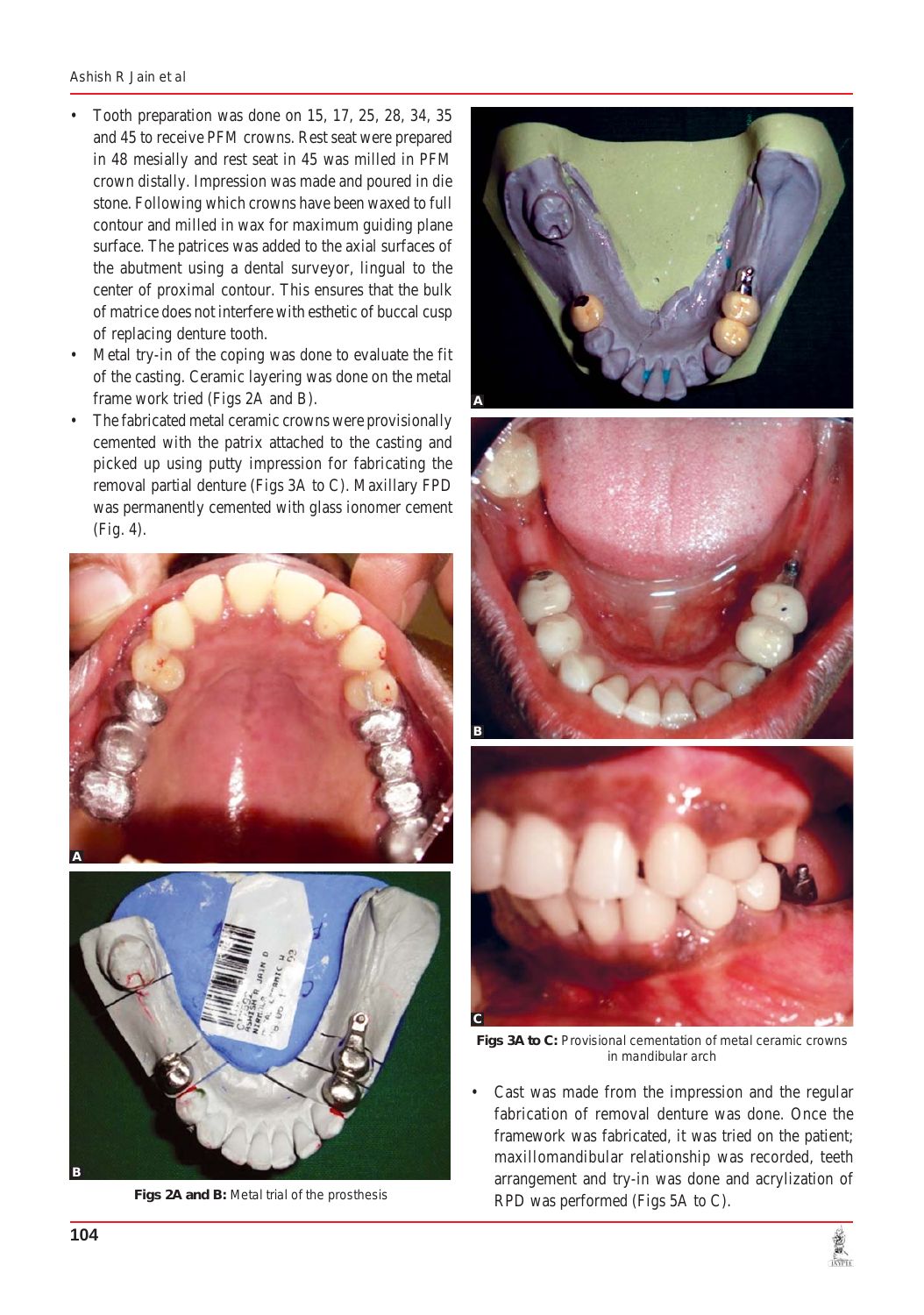- Tooth preparation was done on 15, 17, 25, 28, 34, 35 and 45 to receive PFM crowns. Rest seat were prepared in 48 mesially and rest seat in 45 was milled in PFM crown distally. Impression was made and poured in die stone. Following which crowns have been waxed to full contour and milled in wax for maximum guiding plane surface. The patrices was added to the axial surfaces of the abutment using a dental surveyor, lingual to the center of proximal contour. This ensures that the bulk of matrice does not interfere with esthetic of buccal cusp of replacing denture tooth.
- Metal try-in of the coping was done to evaluate the fit of the casting. Ceramic layering was done on the metal frame work tried (Figs 2A and B).
- The fabricated metal ceramic crowns were provisionally cemented with the patrix attached to the casting and picked up using putty impression for fabricating the removal partial denture (Figs 3A to C). Maxillary FPD was permanently cemented with glass ionomer cement (Fig. 4).

**Figs 2A and B:** Metal trial of the prosthesis

**Figs 3A to C:** Provisional cementation of metal ceramic crowns in mandibular arch

- Cast was made from the impression and the regular fabrication of removal denture was done. Once the framework was fabricated, it was tried on the patient; maxillomandibular relationship was recorded, teeth arrangement and try-in was done and acrylization of RPD was performed (Figs 5A to C).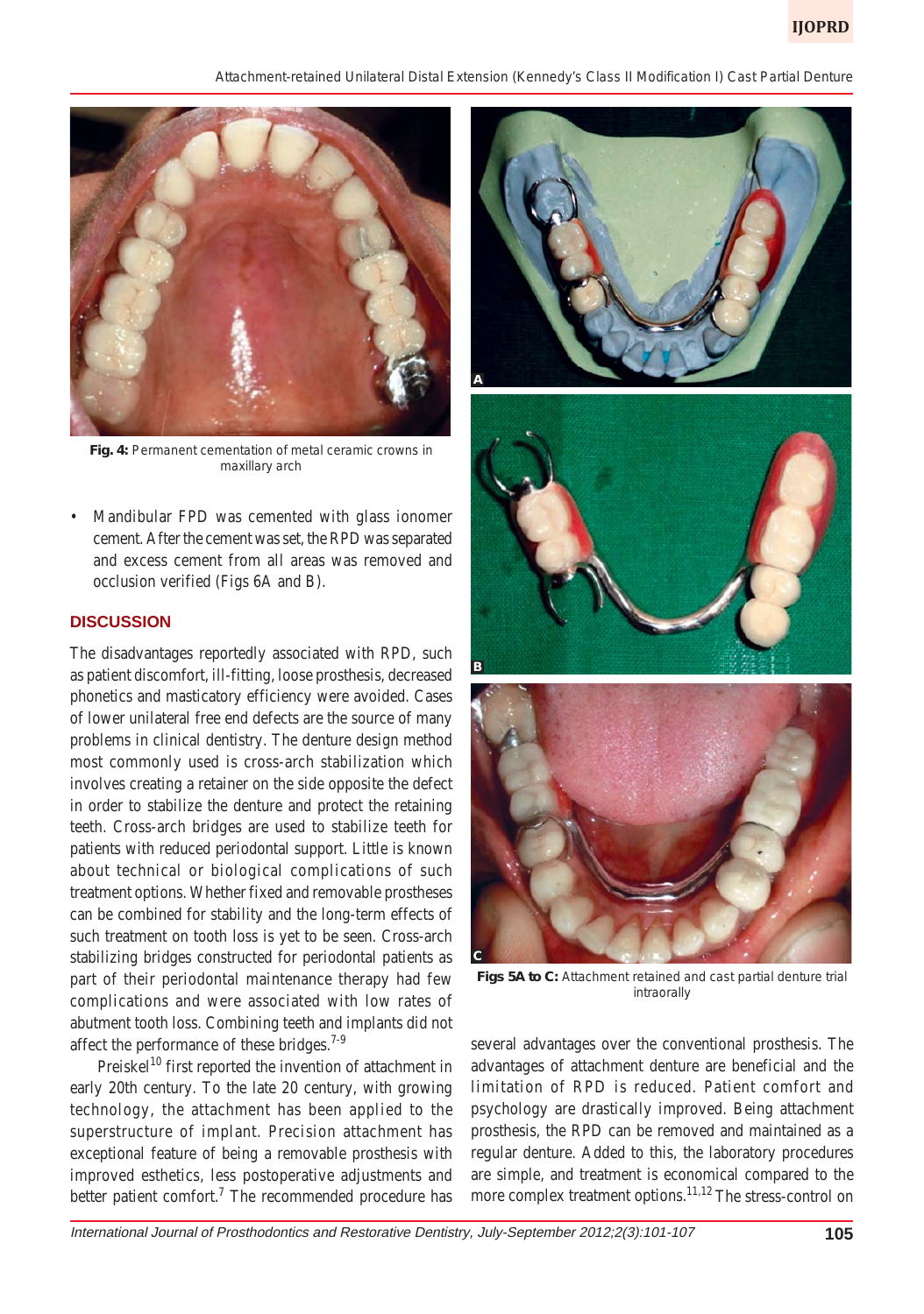Fig. 4: Permanent cementation of metal ceramic crowns in maxillary arch

- Mandibular FPD was cemented with glass ionomer cement. After the cement was set, the RPD was separated and excess cement from all areas was removed and occlusion verified (Figs 6A and B).

## DISCUSSION

The disadvantages reportedly associated with RPD, such as patient discomfort, ill-fitting, loose prosthesis, decreased phonetics and masticatory efficiency were avoided. Cases of lower unilateral free end defects are the source of many problems in clinical dentistry. The denture design method most commonly used is cross-arch stabilization which involves creating a retainer on the side opposite the defect in order to stabilize the denture and protect the retaining teeth. Cross-arch bridges are used to stabilize teeth for patients with reduced periodontal support. Little is known about technical or biological complications of such treatment options. Whether fixed and removable prostheses can be combined for stability and the long-term effects of such treatment on tooth loss is yet to be seen. Cross-arch stabilizing bridges constructed for periodontal patients as part of their periodontal maintenance therapy had few complications and were associated with low rates of abutment tooth loss. Combining teeth and implants did not affect the performance of these bridges.[7-9]

Preiskel[10] first reported the invention of attachment in early 20th century. To the late 20 century, with growing technology, the attachment has been applied to the superstructure of implant. Precision attachment has exceptional feature of being a removable prosthesis with improved esthetics, less postoperative adjustments and better patient comfort.[7] The recommended procedure has several advantages over the conventional prosthesis. The advantages of attachment denture are beneficial and the limitation of RPD is reduced. Patient comfort and psychology are drastically improved. Being attachment prosthesis, the RPD can be removed and maintained as a regular denture. Added to this, the laboratory procedures are simple, and treatment is economical compared to the more complex treatment options.[11,12] The stress-control on

Figs 5A to C: Attachment retained and cast partial denture trial intraorally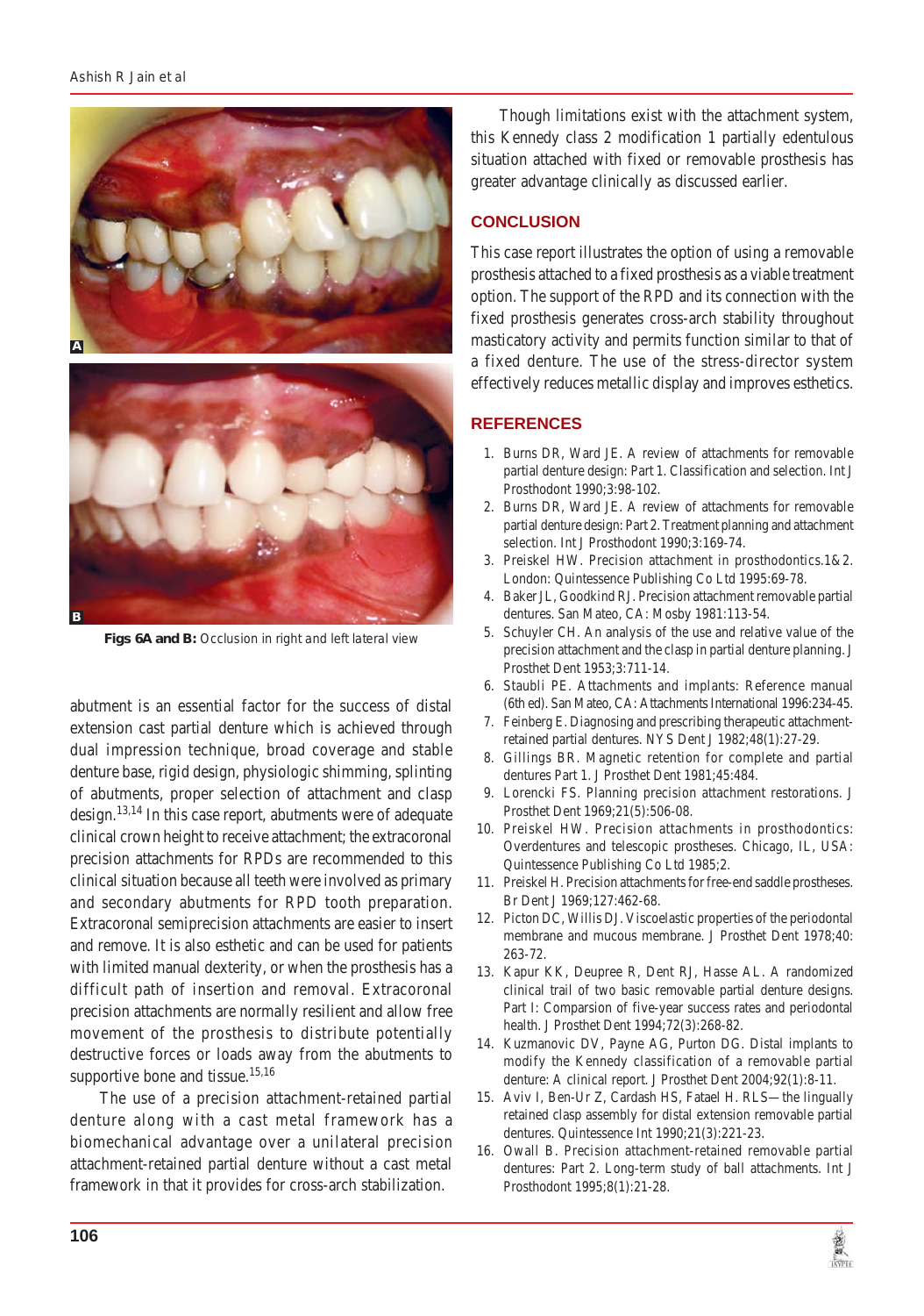**Figs 6A and B:** Occlusion in right and left lateral view

abutment is an essential factor for the success of distal extension cast partial denture which is achieved through dual impression technique, broad coverage and stable denture base, rigid design, physiologic shimming, splinting of abutments, proper selection of attachment and clasp design.[13,14] In this case report, abutments were of adequate clinical crown height to receive attachment; the extracoronal precision attachments for RPDs are recommended to this clinical situation because all teeth were involved as primary and secondary abutments for RPD tooth preparation. Extracoronal semiprecision attachments are easier to insert and remove. It is also esthetic and can be used for patients with limited manual dexterity, or when the prosthesis has a difficult path of insertion and removal. Extracoronal precision attachments are normally resilient and allow free movement of the prosthesis to distribute potentially destructive forces or loads away from the abutments to supportive bone and tissue.[15,16]

The use of a precision attachment-retained partial denture along with a cast metal framework has a biomechanical advantage over a unilateral precision attachment-retained partial denture without a cast metal framework in that it provides for cross-arch stabilization.

Though limitations exist with the attachment system, this Kennedy class 2 modification 1 partially edentulous situation attached with fixed or removable prosthesis has greater advantage clinically as discussed earlier.

## CONCLUSION

This case report illustrates the option of using a removable prosthesis attached to a fixed prosthesis as a viable treatment option. The support of the RPD and its connection with the fixed prosthesis generates cross-arch stability throughout masticatory activity and permits function similar to that of a fixed denture. The use of the stress-director system effectively reduces metallic display and improves esthetics.

## REFERENCES

1. Burns DR, Ward JE. A review of attachments for removable partial denture design: Part 1. Classification and selection. Int J Prosthodont 1990;3:98-102.
2. Burns DR, Ward JE. A review of attachments for removable partial denture design: Part 2. Treatment planning and attachment selection. Int J Prosthodont 1990;3:169-74.
3. Preiskel HW. Precision attachment in prosthodontics.1&2. London: Quintessence Publishing Co Ltd 1995:69-78.
4. Baker JL, Goodkind RJ. Precision attachment removable partial dentures. San Mateo, CA: Mosby 1981:113-54.
5. Schuyler CH. An analysis of the use and relative value of the precision attachment and the clasp in partial denture planning. J Prosthet Dent 1953;3:711-14.
6. Staubli PE. Attachments and implants: Reference manual (6th ed). San Mateo, CA: Attachments International 1996:234-45.
7. Feinberg E. Diagnosing and prescribing therapeutic attachment-retained partial dentures. NYS Dent J 1982;48(1):27-29.
8. Gillings BR. Magnetic retention for complete and partial dentures Part 1. J Prosthet Dent 1981;45:484.
9. Lorencki FS. Planning precision attachment restorations. J Prosthet Dent 1969;21(5):506-08.
10. Preiskel HW. Precision attachments in prosthodontics: Overdentures and telescopic prostheses. Chicago, IL, USA: Quintessence Publishing Co Ltd 1985;2.
11. Preiskel H. Precision attachments for free-end saddle prostheses. Br Dent J 1969;127:462-68.
12. Picton DC, Willis DJ. Viscoelastic properties of the periodontal membrane and mucous membrane. J Prosthet Dent 1978;40: 263-72.
13. Kapur KK, Deupree R, Dent RJ, Hasse AL. A randomized clinical trail of two basic removable partial denture designs. Part I: Comparsion of five-year success rates and periodontal health. J Prosthet Dent 1994;72(3):268-82.
14. Kuzmanovic DV, Payne AG, Purton DG. Distal implants to modify the Kennedy classification of a removable partial denture: A clinical report. J Prosthet Dent 2004;92(1):8-11.
15. Aviv I, Ben-Ur Z, Cardash HS, Fatael H. RLS—the lingually retained clasp assembly for distal extension removable partial dentures. Quintessence Int 1990;21(3):221-23.
16. Owall B. Precision attachment-retained removable partial dentures: Part 2. Long-term study of ball attachments. Int J Prosthodont 1995;8(1):21-28.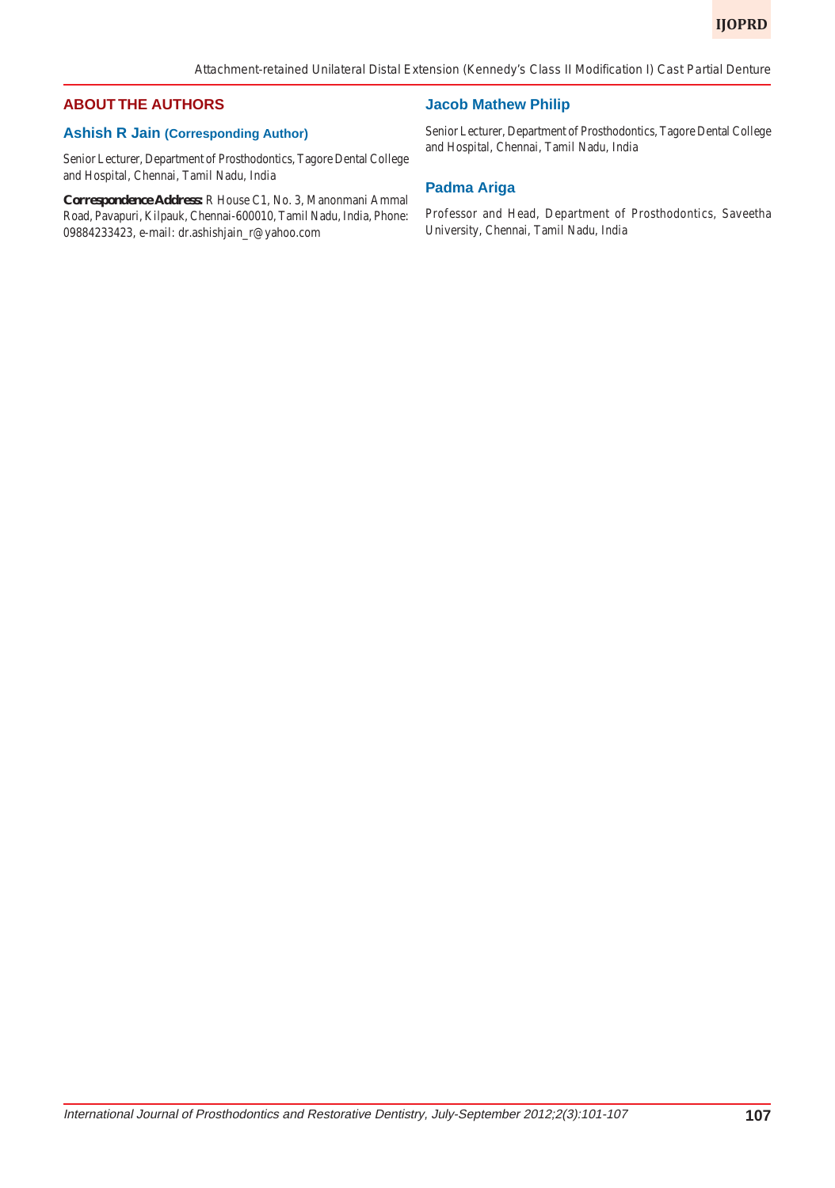## ABOUT THE AUTHORS

### Ashish R Jain (Corresponding Author)

Senior Lecturer, Department of Prosthodontics, Tagore Dental College and Hospital, Chennai, Tamil Nadu, India

**Correspondence Address:** R House C1, No. 3, Manonmani Ammal Road, Pavapuri, Kilpauk, Chennai-600010, Tamil Nadu, India, Phone: 09884233423, e-mail: dr.ashishjain_r@yahoo.com

### Jacob Mathew Philip

Senior Lecturer, Department of Prosthodontics, Tagore Dental College and Hospital, Chennai, Tamil Nadu, India

### Padma Ariga

Professor and Head, Department of Prosthodontics, Saveetha University, Chennai, Tamil Nadu, India